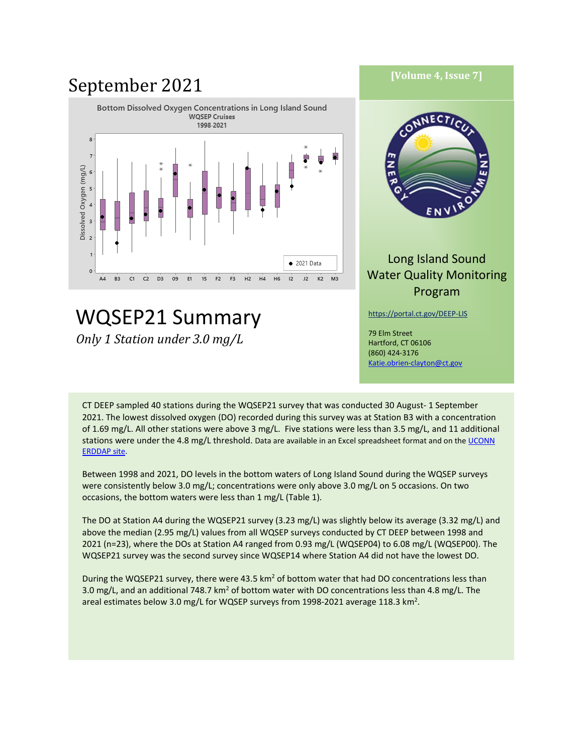# September 2021

[Volume 4, Issue 7]

Long Island Sound Water Quality Monitoring Program

https://portal.ct.gov/DEEP-LIS

79 Elm Street
Hartford, CT 06106
(860) 424-3176
Katie.obrien-clayton@ct.gov

# WQSEP21 Summary

*Only 1 Station under 3.0 mg/L*

CT DEEP sampled 40 stations during the WQSEP21 survey that was conducted 30 August- 1 September 2021. The lowest dissolved oxygen (DO) recorded during this survey was at Station B3 with a concentration of 1.69 mg/L. All other stations were above 3 mg/L. Five stations were less than 3.5 mg/L, and 11 additional stations were under the 4.8 mg/L threshold. Data are available in an Excel spreadsheet format and on the UCONN ERDDAP site.

Between 1998 and 2021, DO levels in the bottom waters of Long Island Sound during the WQSEP surveys were consistently below 3.0 mg/L; concentrations were only above 3.0 mg/L on 5 occasions. On two occasions, the bottom waters were less than 1 mg/L (Table 1).

The DO at Station A4 during the WQSEP21 survey (3.23 mg/L) was slightly below its average (3.32 mg/L) and above the median (2.95 mg/L) values from all WQSEP surveys conducted by CT DEEP between 1998 and 2021 (n=23), where the DOs at Station A4 ranged from 0.93 mg/L (WQSEP04) to 6.08 mg/L (WQSEP00). The WQSEP21 survey was the second survey since WQSEP14 where Station A4 did not have the lowest DO.

During the WQSEP21 survey, there were 43.5 km$^2$ of bottom water that had DO concentrations less than 3.0 mg/L, and an additional 748.7 km$^2$ of bottom water with DO concentrations less than 4.8 mg/L. The areal estimates below 3.0 mg/L for WQSEP surveys from 1998-2021 average 118.3 km$^2$.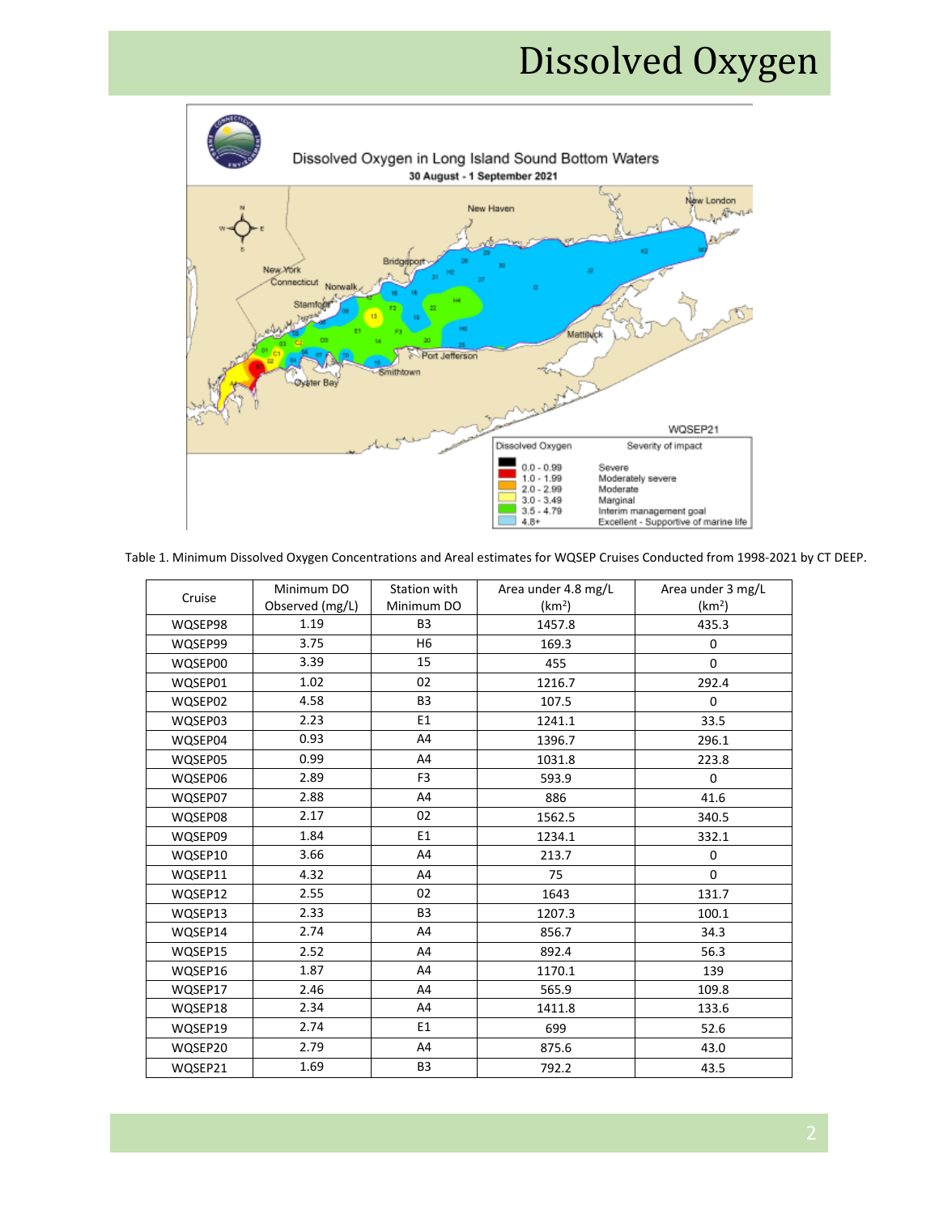# Dissolved Oxygen

Dissolved Oxygen in Long Island Sound Bottom Waters

30 August - 1 September 2021

WQSEP21

| Dissolved Oxygen | Severity of impact |
|---|---|
| 0.0 - 0.99 | Severe |
| 1.0 - 1.99 | Moderately severe |
| 2.0 - 2.99 | Moderate |
| 3.0 - 3.49 | Marginal |
| 3.5 - 4.79 | Interim management goal |
| 4.8+ | Excellent - Supportive of marine life |

Table 1. Minimum Dissolved Oxygen Concentrations and Areal estimates for WQSEP Cruises Conducted from 1998-2021 by CT DEEP.

| Cruise | Minimum DO Observed (mg/L) | Station with Minimum DO | Area under 4.8 mg/L ($km^2$) | Area under 3 mg/L ($km^2$) |
|---|---|---|---|---|
| WQSEP98 | 1.19 | B3 | 1457.8 | 435.3 |
| WQSEP99 | 3.75 | H6 | 169.3 | 0 |
| WQSEP00 | 3.39 | 15 | 455 | 0 |
| WQSEP01 | 1.02 | 02 | 1216.7 | 292.4 |
| WQSEP02 | 4.58 | B3 | 107.5 | 0 |
| WQSEP03 | 2.23 | E1 | 1241.1 | 33.5 |
| WQSEP04 | 0.93 | A4 | 1396.7 | 296.1 |
| WQSEP05 | 0.99 | A4 | 1031.8 | 223.8 |
| WQSEP06 | 2.89 | F3 | 593.9 | 0 |
| WQSEP07 | 2.88 | A4 | 886 | 41.6 |
| WQSEP08 | 2.17 | 02 | 1562.5 | 340.5 |
| WQSEP09 | 1.84 | E1 | 1234.1 | 332.1 |
| WQSEP10 | 3.66 | A4 | 213.7 | 0 |
| WQSEP11 | 4.32 | A4 | 75 | 0 |
| WQSEP12 | 2.55 | 02 | 1643 | 131.7 |
| WQSEP13 | 2.33 | B3 | 1207.3 | 100.1 |
| WQSEP14 | 2.74 | A4 | 856.7 | 34.3 |
| WQSEP15 | 2.52 | A4 | 892.4 | 56.3 |
| WQSEP16 | 1.87 | A4 | 1170.1 | 139 |
| WQSEP17 | 2.46 | A4 | 565.9 | 109.8 |
| WQSEP18 | 2.34 | A4 | 1411.8 | 133.6 |
| WQSEP19 | 2.74 | E1 | 699 | 52.6 |
| WQSEP20 | 2.79 | A4 | 875.6 | 43.0 |
| WQSEP21 | 1.69 | B3 | 792.2 | 43.5 |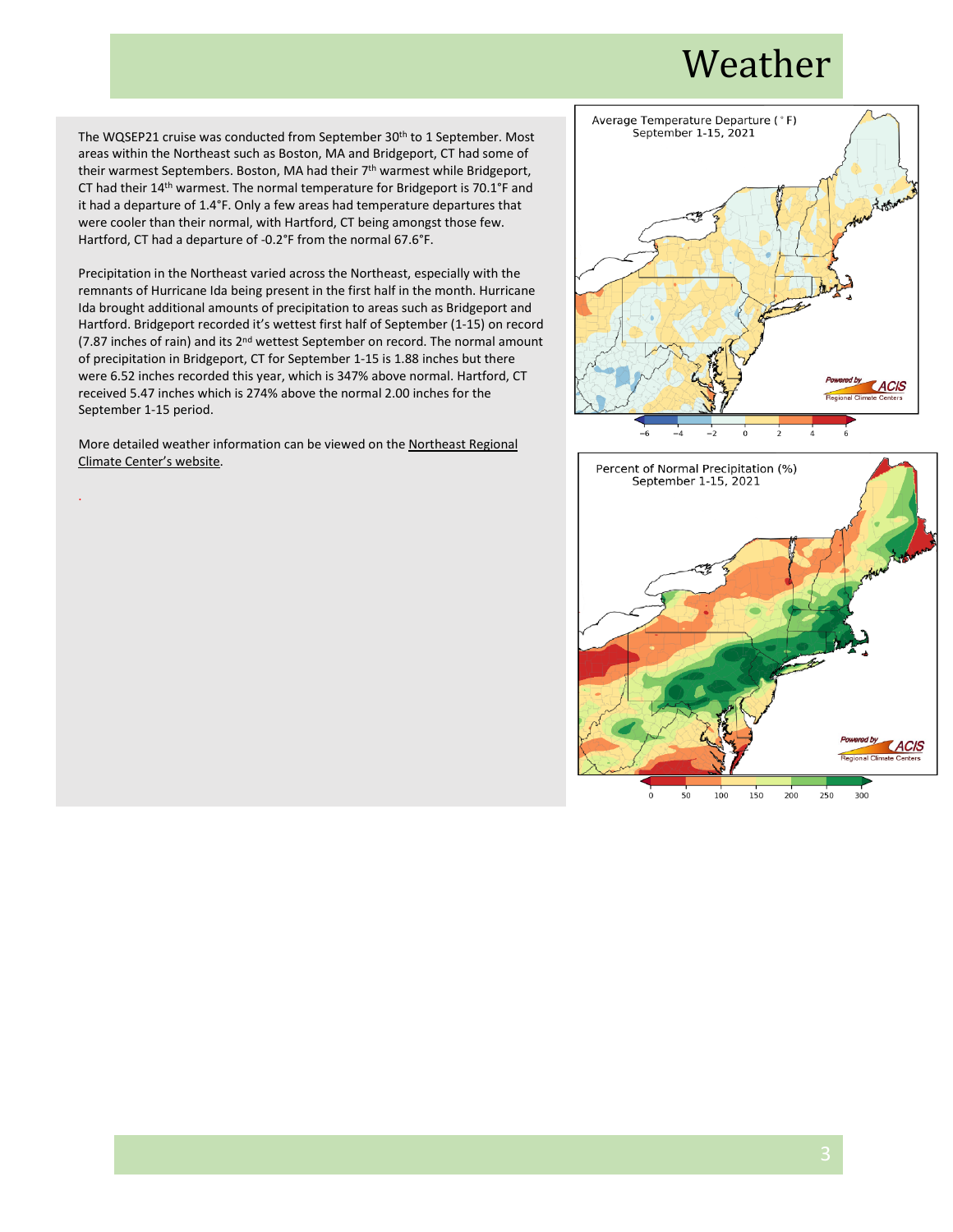# Weather

The WQSEP21 cruise was conducted from September 30th to 1 September. Most areas within the Northeast such as Boston, MA and Bridgeport, CT had some of their warmest Septembers. Boston, MA had their 7th warmest while Bridgeport, CT had their 14th warmest. The normal temperature for Bridgeport is 70.1°F and it had a departure of 1.4°F. Only a few areas had temperature departures that were cooler than their normal, with Hartford, CT being amongst those few. Hartford, CT had a departure of -0.2°F from the normal 67.6°F.

Precipitation in the Northeast varied across the Northeast, especially with the remnants of Hurricane Ida being present in the first half in the month. Hurricane Ida brought additional amounts of precipitation to areas such as Bridgeport and Hartford. Bridgeport recorded it's wettest first half of September (1-15) on record (7.87 inches of rain) and its 2nd wettest September on record. The normal amount of precipitation in Bridgeport, CT for September 1-15 is 1.88 inches but there were 6.52 inches recorded this year, which is 347% above normal. Hartford, CT received 5.47 inches which is 274% above the normal 2.00 inches for the September 1-15 period.

More detailed weather information can be viewed on the Northeast Regional Climate Center's website.

Average Temperature Departure (°F)
September 1-15, 2021

Percent of Normal Precipitation (%)
September 1-15, 2021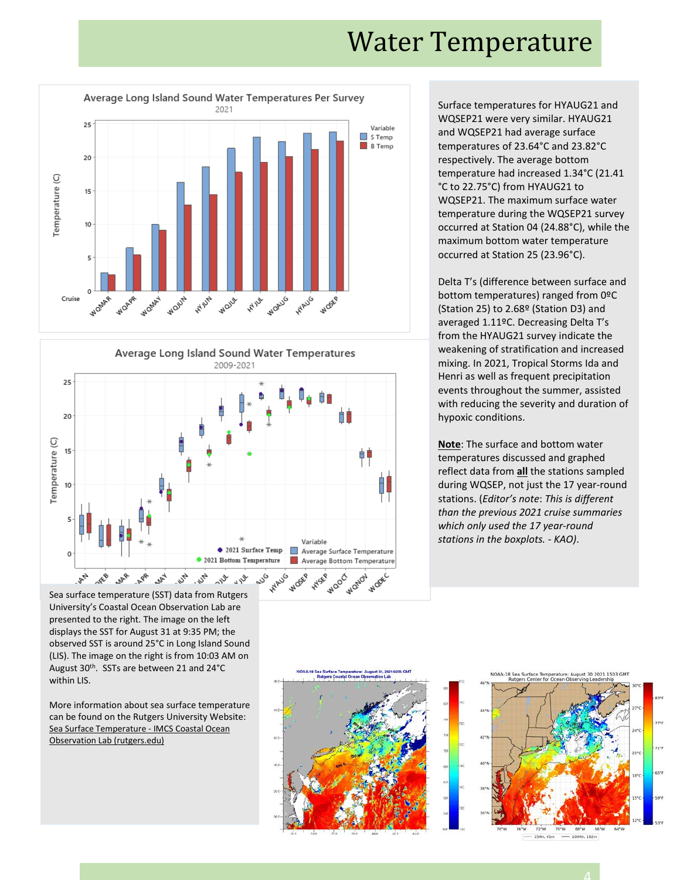# Water Temperature

Surface temperatures for HYAUG21 and WQSEP21 were very similar. HYAUG21 and WQSEP21 had average surface temperatures of 23.64°C and 23.82°C respectively. The average bottom temperature had increased 1.34°C (21.41 °C to 22.75°C) from HYAUG21 to WQSEP21. The maximum surface water temperature during the WQSEP21 survey occurred at Station 04 (24.88°C), while the maximum bottom water temperature occurred at Station 25 (23.96°C).

Delta T's (difference between surface and bottom temperatures) ranged from 0ºC (Station 25) to 2.68º (Station D3) and averaged 1.11ºC. Decreasing Delta T's from the HYAUG21 survey indicate the weakening of stratification and increased mixing. In 2021, Tropical Storms Ida and Henri as well as frequent precipitation events throughout the summer, assisted with reducing the severity and duration of hypoxic conditions.

**Note**: The surface and bottom water temperatures discussed and graphed reflect data from **all** the stations sampled during WQSEP, not just the 17 year-round stations. (*Editor's note*: *This is different than the previous 2021 cruise summaries which only used the 17 year-round stations in the boxplots. - KAO).*

Sea surface temperature (SST) data from Rutgers University's Coastal Ocean Observation Lab are presented to the right. The image on the left displays the SST for August 31 at 9:35 PM; the observed SST is around 25°C in Long Island Sound (LIS). The image on the right is from 10:03 AM on August 30th. SSTs are between 21 and 24°C within LIS.

More information about sea surface temperature can be found on the Rutgers University Website: Sea Surface Temperature - IMCS Coastal Ocean Observation Lab (rutgers.edu)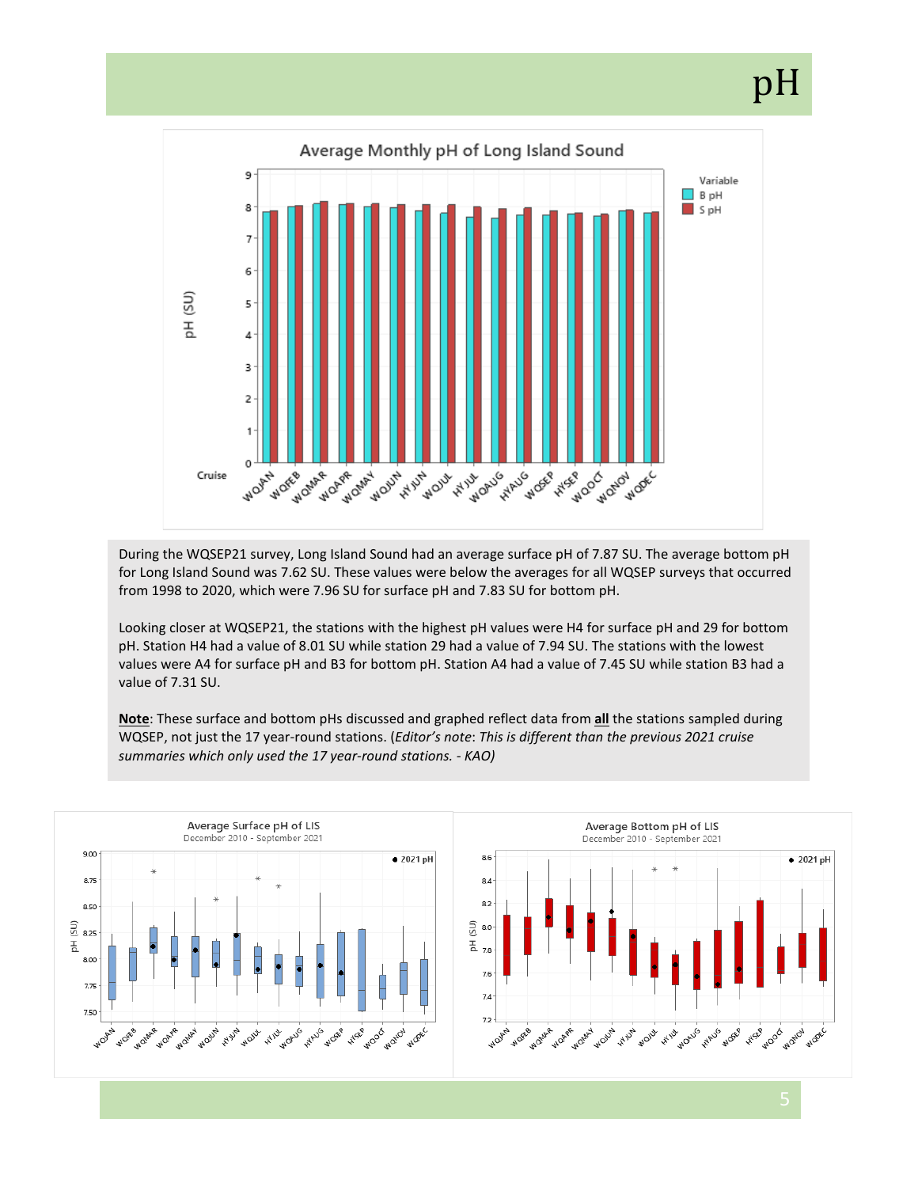# pH

During the WQSEP21 survey, Long Island Sound had an average surface pH of 7.87 SU. The average bottom pH for Long Island Sound was 7.62 SU. These values were below the averages for all WQSEP surveys that occurred from 1998 to 2020, which were 7.96 SU for surface pH and 7.83 SU for bottom pH.

Looking closer at WQSEP21, the stations with the highest pH values were H4 for surface pH and 29 for bottom pH. Station H4 had a value of 8.01 SU while station 29 had a value of 7.94 SU. The stations with the lowest values were A4 for surface pH and B3 for bottom pH. Station A4 had a value of 7.45 SU while station B3 had a value of 7.31 SU.

**Note**: These surface and bottom pHs discussed and graphed reflect data from **all** the stations sampled during WQSEP, not just the 17 year-round stations. (*Editor's note*: *This is different than the previous 2021 cruise summaries which only used the 17 year-round stations. - KAO)*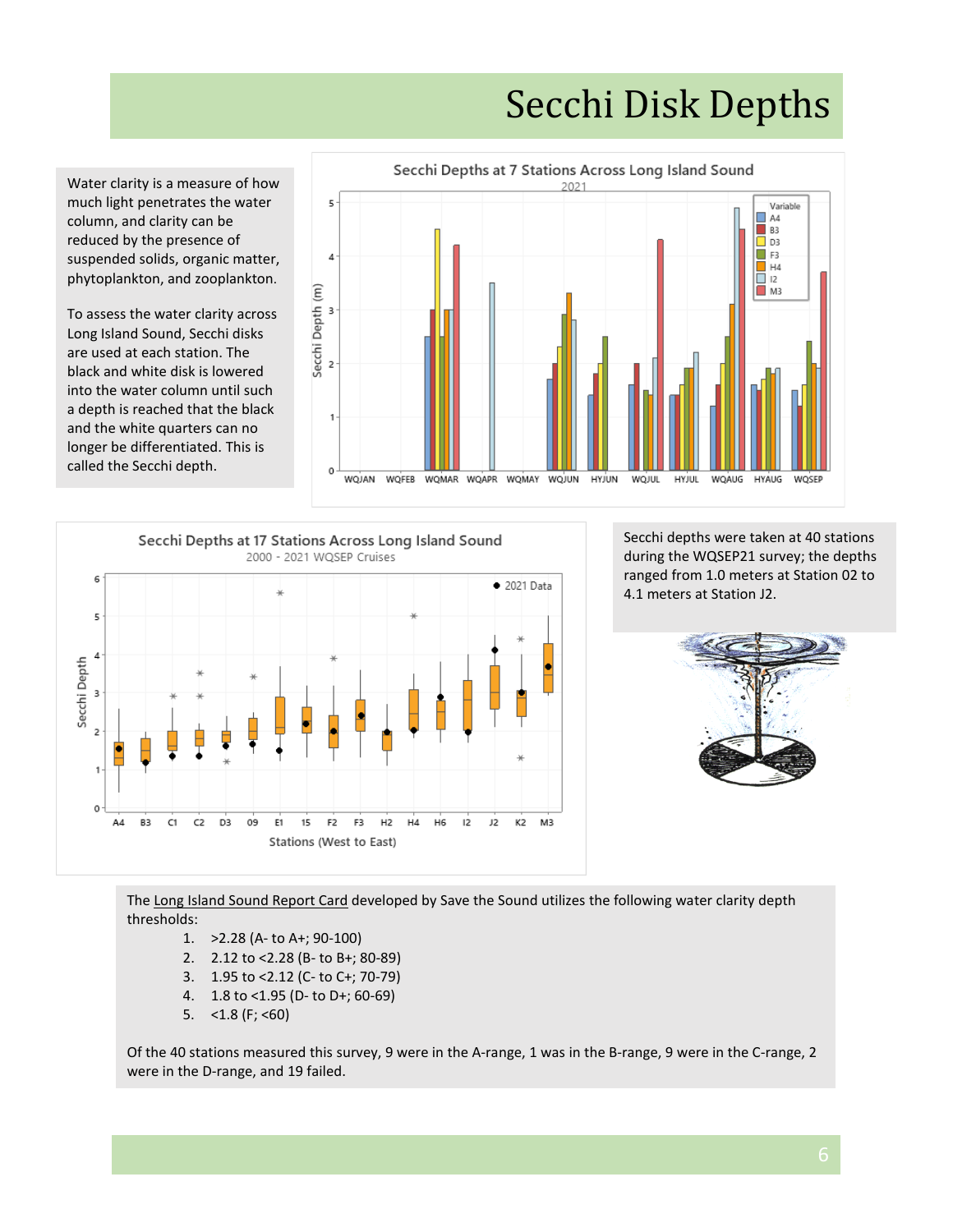# Secchi Disk Depths

Water clarity is a measure of how much light penetrates the water column, and clarity can be reduced by the presence of suspended solids, organic matter, phytoplankton, and zooplankton.

To assess the water clarity across Long Island Sound, Secchi disks are used at each station. The black and white disk is lowered into the water column until such a depth is reached that the black and the white quarters can no longer be differentiated. This is called the Secchi depth.

Secchi depths were taken at 40 stations during the WQSEP21 survey; the depths ranged from 1.0 meters at Station 02 to 4.1 meters at Station J2.

The Long Island Sound Report Card developed by Save the Sound utilizes the following water clarity depth thresholds:

1. >2.28 (A- to A+; 90-100)
2. 2.12 to <2.28 (B- to B+; 80-89)
3. 1.95 to <2.12 (C- to C+; 70-79)
4. 1.8 to <1.95 (D- to D+; 60-69)
5. <1.8 (F; <60)

Of the 40 stations measured this survey, 9 were in the A-range, 1 was in the B-range, 9 were in the C-range, 2 were in the D-range, and 19 failed.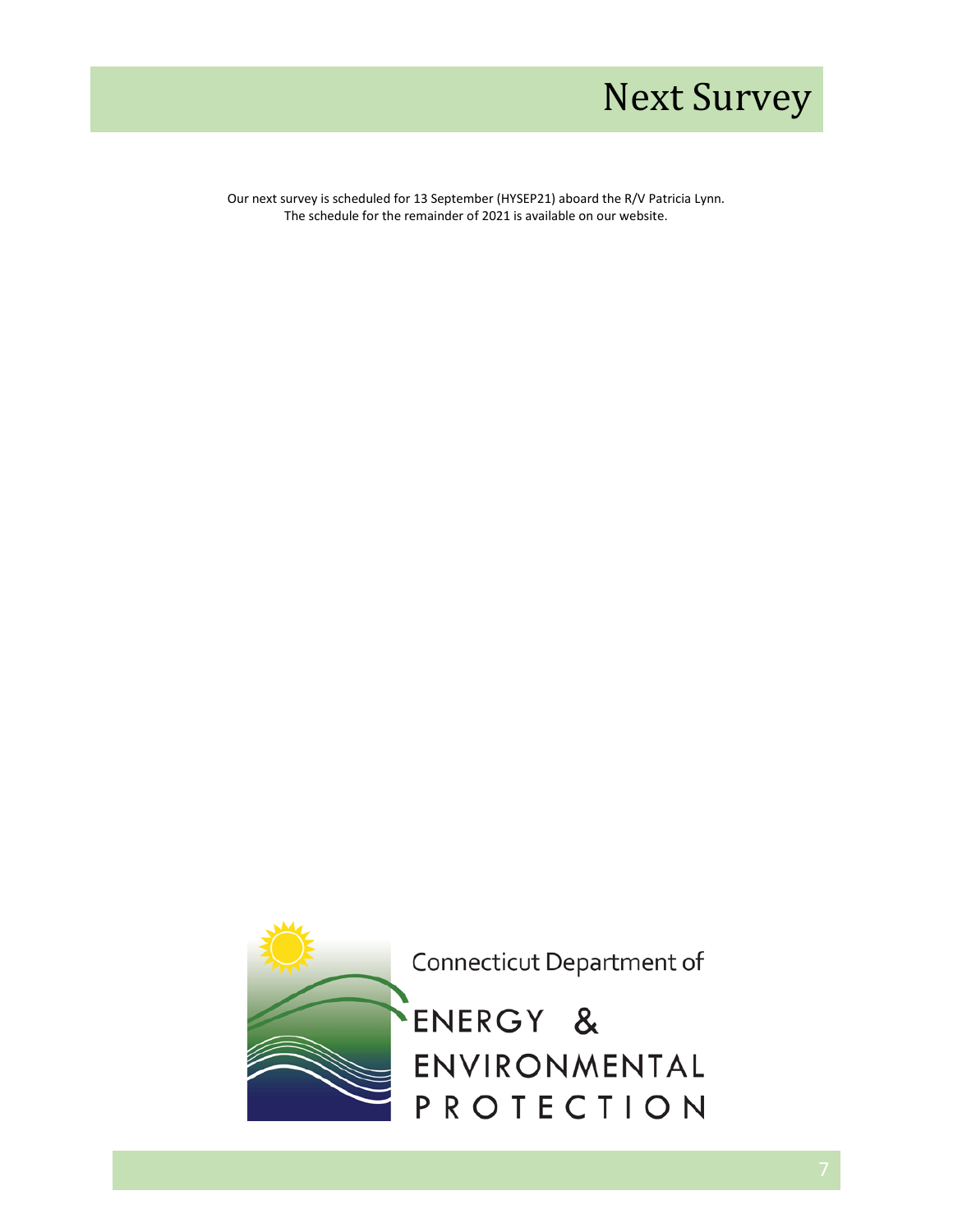# Next Survey

Our next survey is scheduled for 13 September (HYSEP21) aboard the R/V Patricia Lynn.
The schedule for the remainder of 2021 is available on our website.

Connecticut Department of
ENERGY & ENVIRONMENTAL PROTECTION